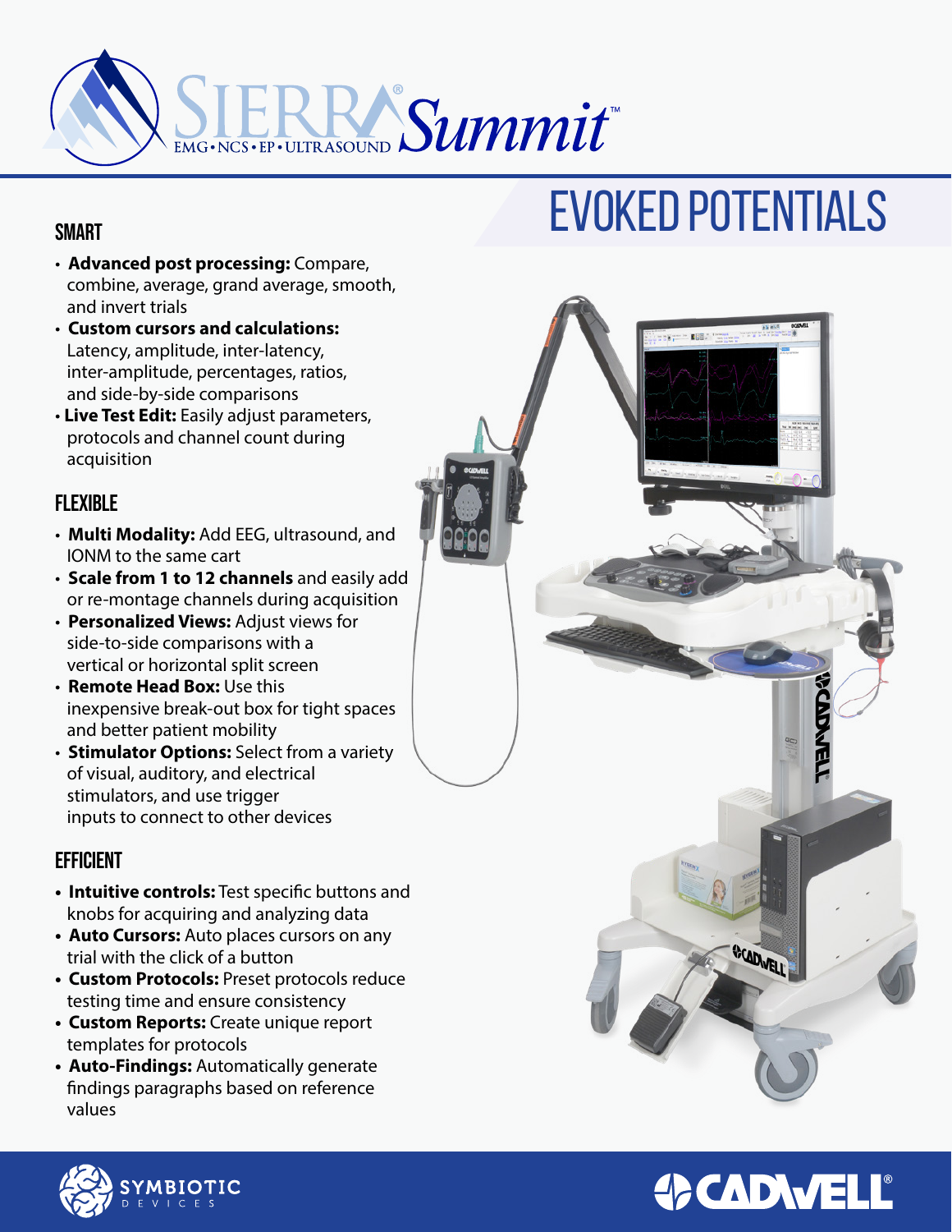# SIERRA® Summit™

EMG • NCS • EP • ULTRASOUND

# EVOKED POTENTIALS

## SMART

- **Advanced post processing:** Compare, combine, average, grand average, smooth, and invert trials
- **Custom cursors and calculations:** Latency, amplitude, inter-latency, inter-amplitude, percentages, ratios, and side-by-side comparisons
- **Live Test Edit:** Easily adjust parameters, protocols and channel count during acquisition

## FLEXIBLE

- **Multi Modality:** Add EEG, ultrasound, and IONM to the same cart
- **Scale from 1 to 12 channels** and easily add or re-montage channels during acquisition
- **Personalized Views:** Adjust views for side-to-side comparisons with a vertical or horizontal split screen
- **Remote Head Box:** Use this inexpensive break-out box for tight spaces and better patient mobility
- **Stimulator Options:** Select from a variety of visual, auditory, and electrical stimulators, and use trigger inputs to connect to other devices

## EFFICIENT

- **Intuitive controls:** Test specific buttons and knobs for acquiring and analyzing data
- **Auto Cursors:** Auto places cursors on any trial with the click of a button
- **Custom Protocols:** Preset protocols reduce testing time and ensure consistency
- **Custom Reports:** Create unique report templates for protocols
- **Auto-Findings:** Automatically generate findings paragraphs based on reference values

SYMBIOTIC DEVICES

CADWELL®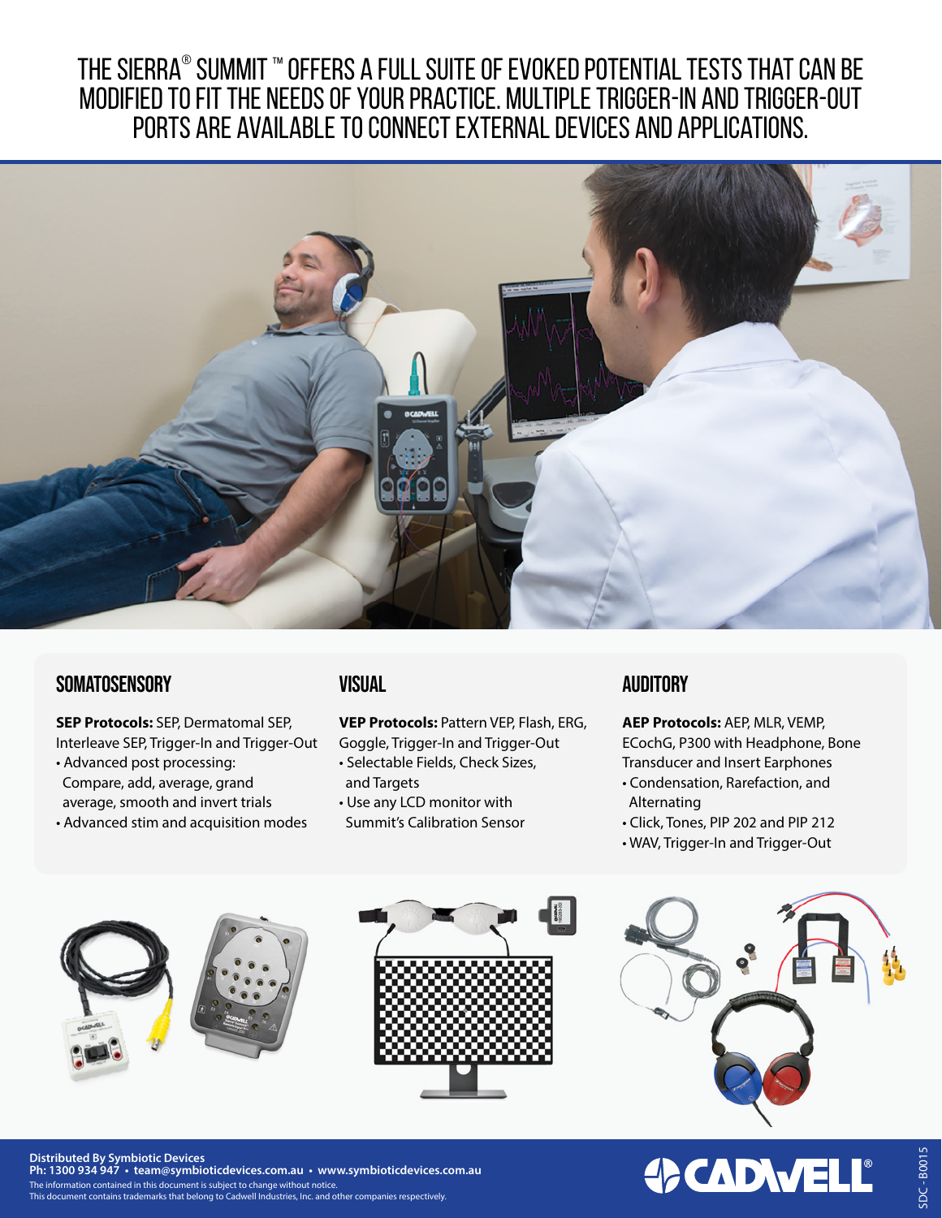# THE SIERRA® SUMMIT ™ OFFERS A FULL SUITE OF EVOKED POTENTIAL TESTS THAT CAN BE MODIFIED TO FIT THE NEEDS OF YOUR PRACTICE. MULTIPLE TRIGGER-IN AND TRIGGER-OUT PORTS ARE AVAILABLE TO CONNECT EXTERNAL DEVICES AND APPLICATIONS.

## SOMATOSENSORY

**SEP Protocols:** SEP, Dermatomal SEP, Interleave SEP, Trigger-In and Trigger-Out

- Advanced post processing: Compare, add, average, grand average, smooth and invert trials
- Advanced stim and acquisition modes

## VISUAL

**VEP Protocols:** Pattern VEP, Flash, ERG, Goggle, Trigger-In and Trigger-Out

- Selectable Fields, Check Sizes, and Targets
- Use any LCD monitor with Summit's Calibration Sensor

## AUDITORY

**AEP Protocols:** AEP, MLR, VEMP, ECochG, P300 with Headphone, Bone Transducer and Insert Earphones

- Condensation, Rarefaction, and Alternating
- Click, Tones, PIP 202 and PIP 212
- WAV, Trigger-In and Trigger-Out

**Distributed By Symbiotic Devices**
**Ph: 1300 934 947 • team@symbioticdevices.com.au • www.symbioticdevices.com.au**

The information contained in this document is subject to change without notice.
This document contains trademarks that belong to Cadwell Industries, Inc. and other companies respectively.

SDC - B0015